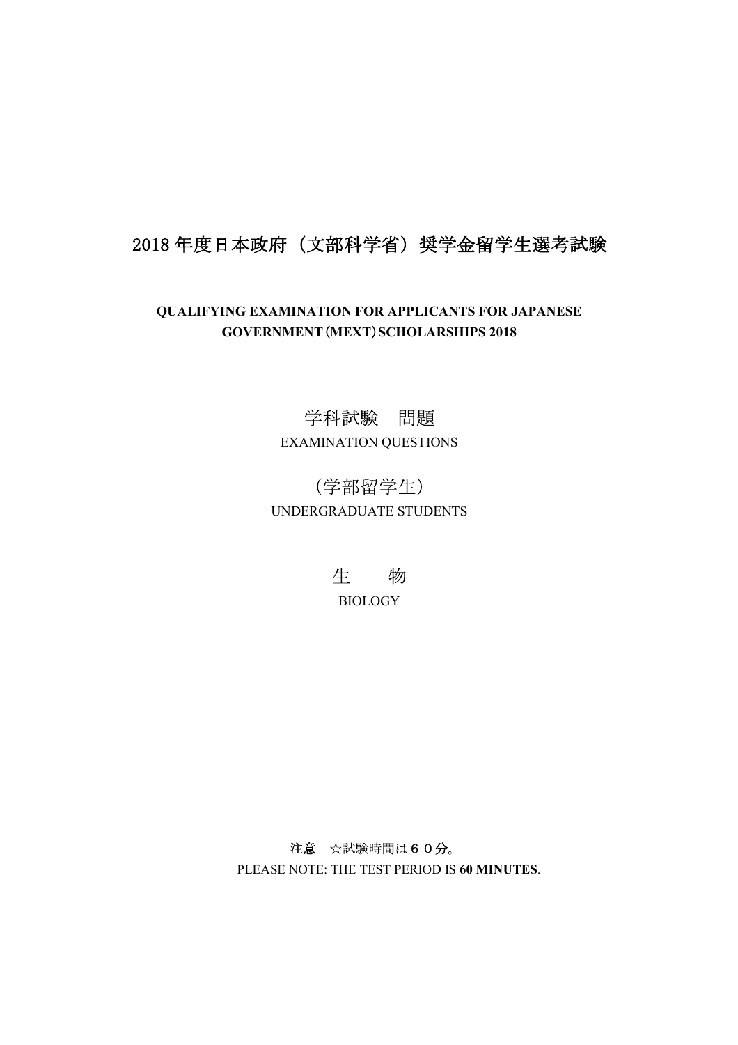# 2018 年度日本政府（文部科学省）奨学金留学生選考試験

**QUALIFYING EXAMINATION FOR APPLICANTS FOR JAPANESE GOVERNMENT（MEXT）SCHOLARSHIPS 2018**

学科試験　問題

EXAMINATION QUESTIONS

（学部留学生）

UNDERGRADUATE STUDENTS

生　　物

BIOLOGY

**注意**　☆試験時間は６０分。

PLEASE NOTE: THE TEST PERIOD IS **60 MINUTES**.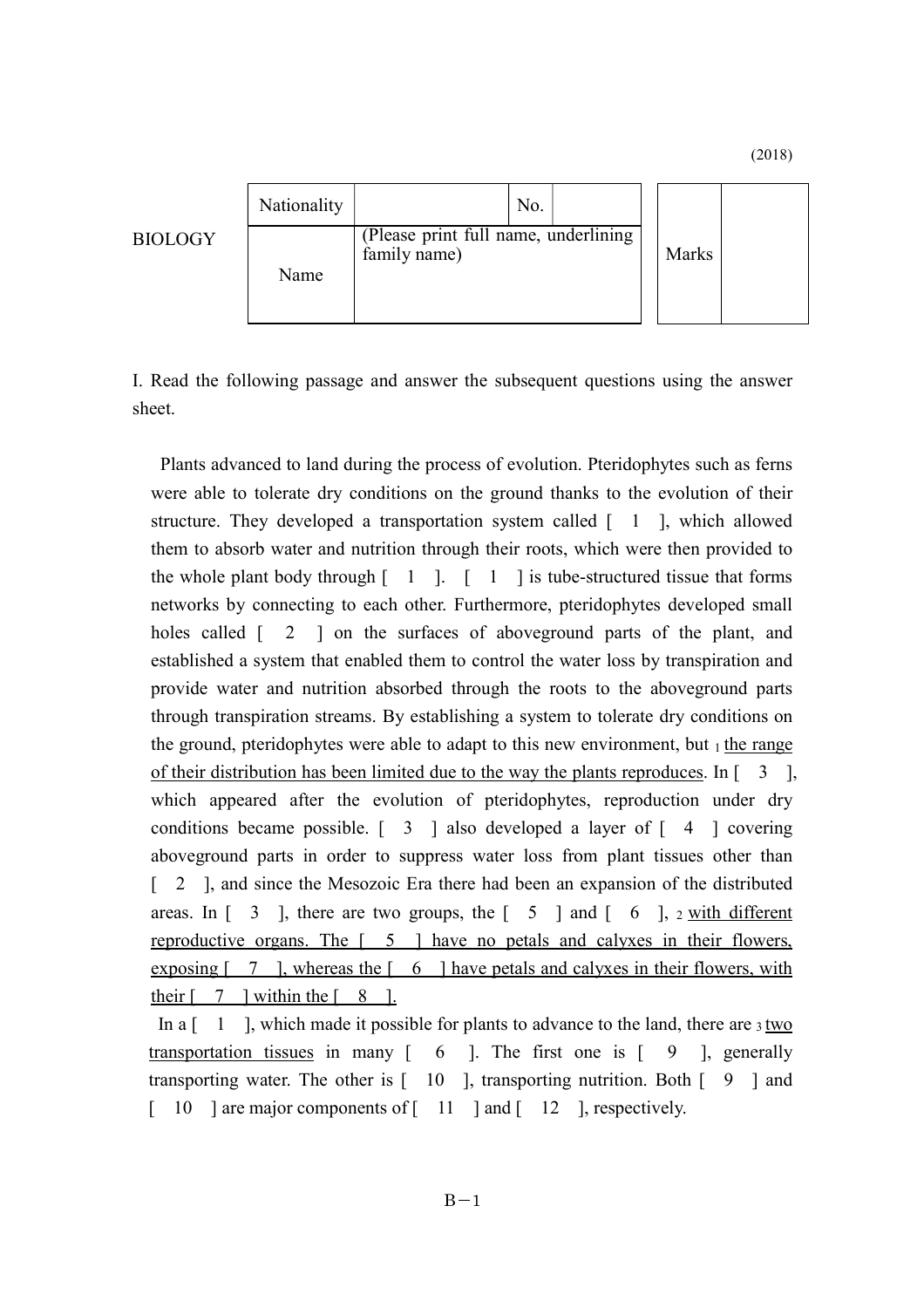(2018)

BIOLOGY

| Nationality | | No. | | Marks | |
|---|---|---|---|---|---|
| Name | (Please print full name, underlining family name) | | | | |

I. Read the following passage and answer the subsequent questions using the answer sheet.

Plants advanced to land during the process of evolution. Pteridophytes such as ferns were able to tolerate dry conditions on the ground thanks to the evolution of their structure. They developed a transportation system called [ 1 ], which allowed them to absorb water and nutrition through their roots, which were then provided to the whole plant body through [ 1 ]. [ 1 ] is tube-structured tissue that forms networks by connecting to each other. Furthermore, pteridophytes developed small holes called [ 2 ] on the surfaces of aboveground parts of the plant, and established a system that enabled them to control the water loss by transpiration and provide water and nutrition absorbed through the roots to the aboveground parts through transpiration streams. By establishing a system to tolerate dry conditions on the ground, pteridophytes were able to adapt to this new environment, but 1 <u>the range of their distribution has been limited due to the way the plants reproduces</u>. In [ 3 ], which appeared after the evolution of pteridophytes, reproduction under dry conditions became possible. [ 3 ] also developed a layer of [ 4 ] covering aboveground parts in order to suppress water loss from plant tissues other than [ 2 ], and since the Mesozoic Era there had been an expansion of the distributed areas. In [ 3 ], there are two groups, the [ 5 ] and [ 6 ], 2 <u>with different reproductive organs. The [ 5 ] have no petals and calyxes in their flowers, exposing [ 7 ], whereas the [ 6 ] have petals and calyxes in their flowers, with their [ 7 ] within the [ 8 ].</u>

In a [ 1 ], which made it possible for plants to advance to the land, there are 3 <u>two transportation tissues</u> in many [ 6 ]. The first one is [ 9 ], generally transporting water. The other is [ 10 ], transporting nutrition. Both [ 9 ] and [ 10 ] are major components of [ 11 ] and [ 12 ], respectively.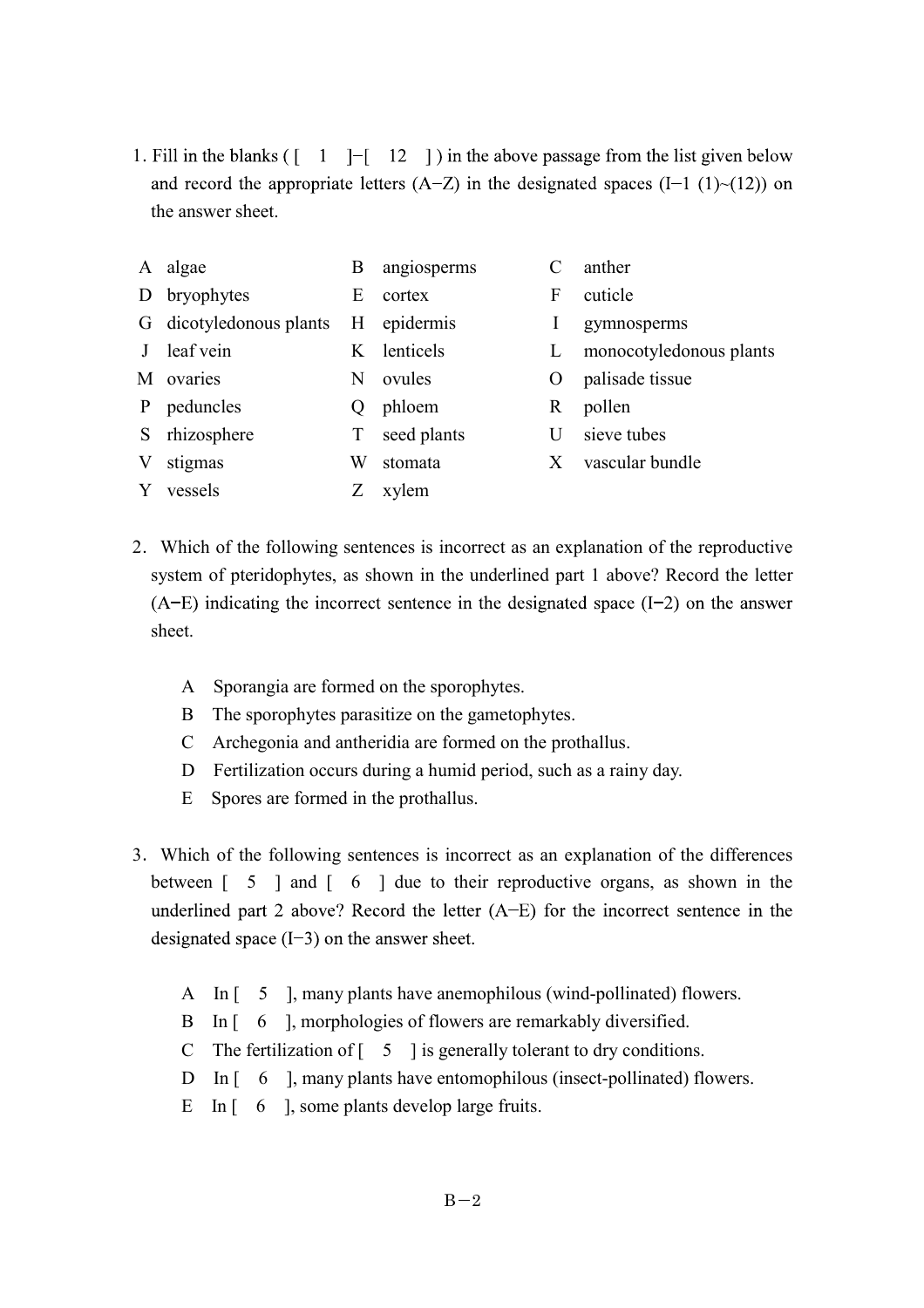1. Fill in the blanks ( [ 1 ]−[ 12 ] ) in the above passage from the list given below and record the appropriate letters (A−Z) in the designated spaces (I−1 (1)~(12)) on the answer sheet.

| | | | | | |
|---|---|---|---|---|---|
| A | algae | B | angiosperms | C | anther |
| D | bryophytes | E | cortex | F | cuticle |
| G | dicotyledonous plants | H | epidermis | I | gymnosperms |
| J | leaf vein | K | lenticels | L | monocotyledonous plants |
| M | ovaries | N | ovules | O | palisade tissue |
| P | peduncles | Q | phloem | R | pollen |
| S | rhizosphere | T | seed plants | U | sieve tubes |
| V | stigmas | W | stomata | X | vascular bundle |
| Y | vessels | Z | xylem | | |

2. Which of the following sentences is incorrect as an explanation of the reproductive system of pteridophytes, as shown in the underlined part 1 above? Record the letter (A−E) indicating the incorrect sentence in the designated space (I−2) on the answer sheet.

   A Sporangia are formed on the sporophytes.
   B The sporophytes parasitize on the gametophytes.
   C Archegonia and antheridia are formed on the prothallus.
   D Fertilization occurs during a humid period, such as a rainy day.
   E Spores are formed in the prothallus.

3. Which of the following sentences is incorrect as an explanation of the differences between [ 5 ] and [ 6 ] due to their reproductive organs, as shown in the underlined part 2 above? Record the letter (A−E) for the incorrect sentence in the designated space (I−3) on the answer sheet.

   A In [ 5 ], many plants have anemophilous (wind-pollinated) flowers.
   B In [ 6 ], morphologies of flowers are remarkably diversified.
   C The fertilization of [ 5 ] is generally tolerant to dry conditions.
   D In [ 6 ], many plants have entomophilous (insect-pollinated) flowers.
   E In [ 6 ], some plants develop large fruits.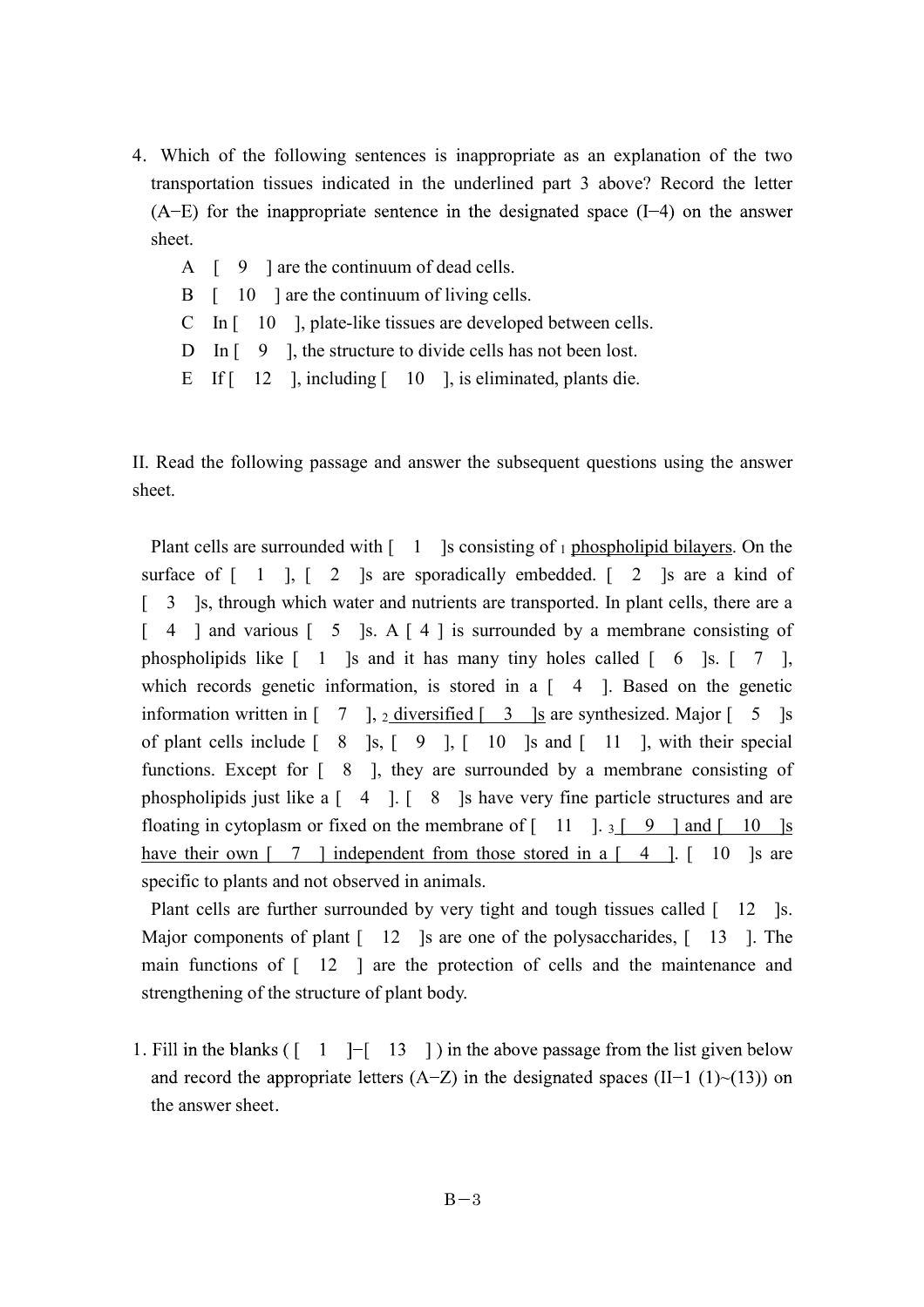4. Which of the following sentences is inappropriate as an explanation of the two transportation tissues indicated in the underlined part 3 above? Record the letter (A−E) for the inappropriate sentence in the designated space (I−4) on the answer sheet.

   A [ 9 ] are the continuum of dead cells.
   B [ 10 ] are the continuum of living cells.
   C In [ 10 ], plate-like tissues are developed between cells.
   D In [ 9 ], the structure to divide cells has not been lost.
   E If [ 12 ], including [ 10 ], is eliminated, plants die.

II. Read the following passage and answer the subsequent questions using the answer sheet.

Plant cells are surrounded with [ 1 ]s consisting of [1] <u>phospholipid bilayers</u>. On the surface of [ 1 ], [ 2 ]s are sporadically embedded. [ 2 ]s are a kind of [ 3 ]s, through which water and nutrients are transported. In plant cells, there are a [ 4 ] and various [ 5 ]s. A [ 4 ] is surrounded by a membrane consisting of phospholipids like [ 1 ]s and it has many tiny holes called [ 6 ]s. [ 7 ], which records genetic information, is stored in a [ 4 ]. Based on the genetic information written in [ 7 ], [2] <u>diversified [ 3 ]s</u> are synthesized. Major [ 5 ]s of plant cells include [ 8 ]s, [ 9 ], [ 10 ]s and [ 11 ], with their special functions. Except for [ 8 ], they are surrounded by a membrane consisting of phospholipids just like a [ 4 ]. [ 8 ]s have very fine particle structures and are floating in cytoplasm or fixed on the membrane of [ 11 ]. [3] <u>[ 9 ] and [ 10 ]s have their own [ 7 ] independent from those stored in a [ 4 ]</u>. [ 10 ]s are specific to plants and not observed in animals.

Plant cells are further surrounded by very tight and tough tissues called [ 12 ]s. Major components of plant [ 12 ]s are one of the polysaccharides, [ 13 ]. The main functions of [ 12 ] are the protection of cells and the maintenance and strengthening of the structure of plant body.

1. Fill in the blanks ( [ 1 ]−[ 13 ] ) in the above passage from the list given below and record the appropriate letters (A−Z) in the designated spaces (II−1 (1)~(13)) on the answer sheet.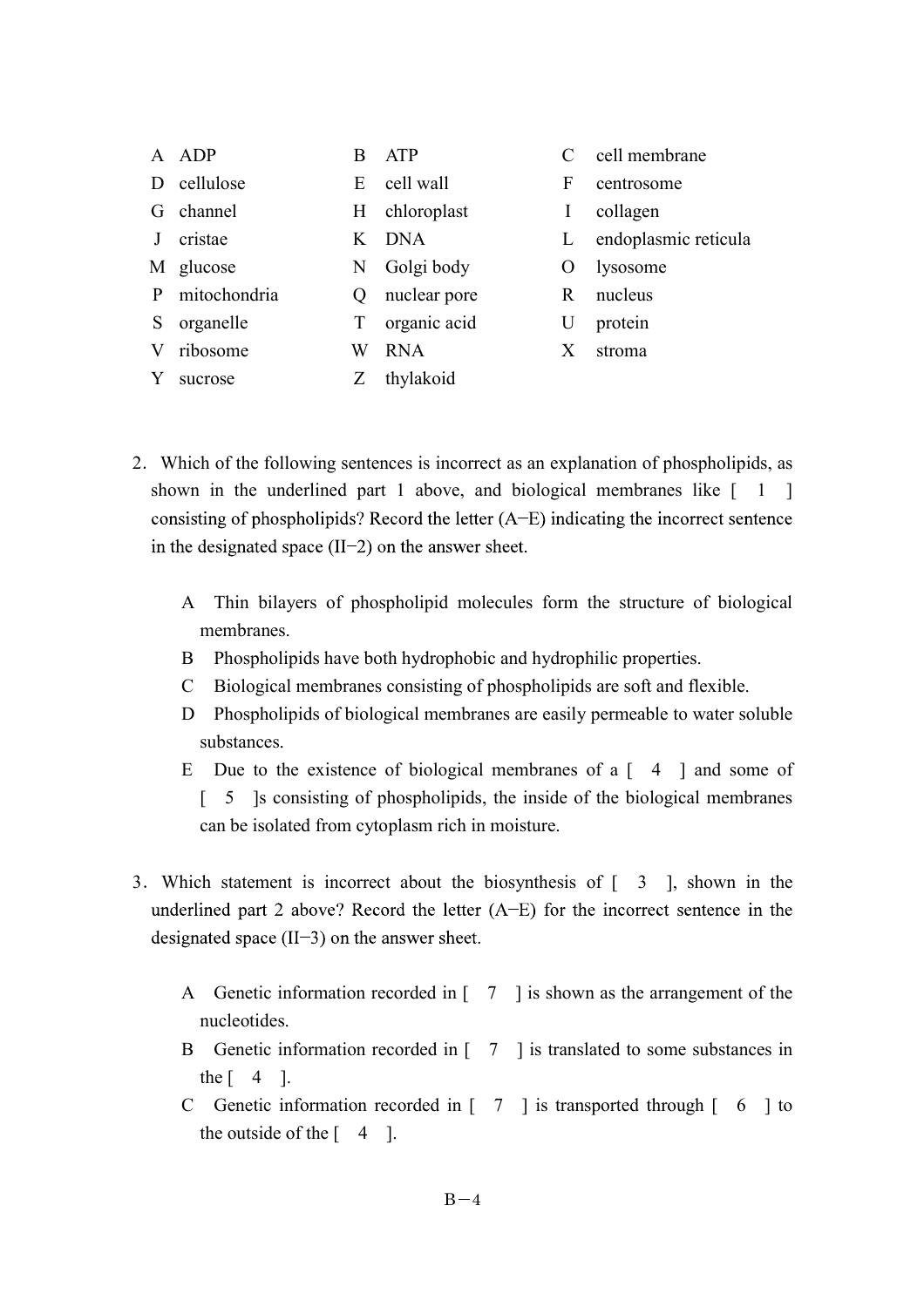| | | | | | |
|---|---|---|---|---|---|
| A | ADP | B | ATP | C | cell membrane |
| D | cellulose | E | cell wall | F | centrosome |
| G | channel | H | chloroplast | I | collagen |
| J | cristae | K | DNA | L | endoplasmic reticula |
| M | glucose | N | Golgi body | O | lysosome |
| P | mitochondria | Q | nuclear pore | R | nucleus |
| S | organelle | T | organic acid | U | protein |
| V | ribosome | W | RNA | X | stroma |
| Y | sucrose | Z | thylakoid | | |

2. Which of the following sentences is incorrect as an explanation of phospholipids, as shown in the underlined part 1 above, and biological membranes like [ 1 ] consisting of phospholipids? Record the letter (A−E) indicating the incorrect sentence in the designated space (II−2) on the answer sheet.

   A Thin bilayers of phospholipid molecules form the structure of biological membranes.

   B Phospholipids have both hydrophobic and hydrophilic properties.

   C Biological membranes consisting of phospholipids are soft and flexible.

   D Phospholipids of biological membranes are easily permeable to water soluble substances.

   E Due to the existence of biological membranes of a [ 4 ] and some of [ 5 ]s consisting of phospholipids, the inside of the biological membranes can be isolated from cytoplasm rich in moisture.

3. Which statement is incorrect about the biosynthesis of [ 3 ], shown in the underlined part 2 above? Record the letter (A−E) for the incorrect sentence in the designated space (II−3) on the answer sheet.

   A Genetic information recorded in [ 7 ] is shown as the arrangement of the nucleotides.

   B Genetic information recorded in [ 7 ] is translated to some substances in the [ 4 ].

   C Genetic information recorded in [ 7 ] is transported through [ 6 ] to the outside of the [ 4 ].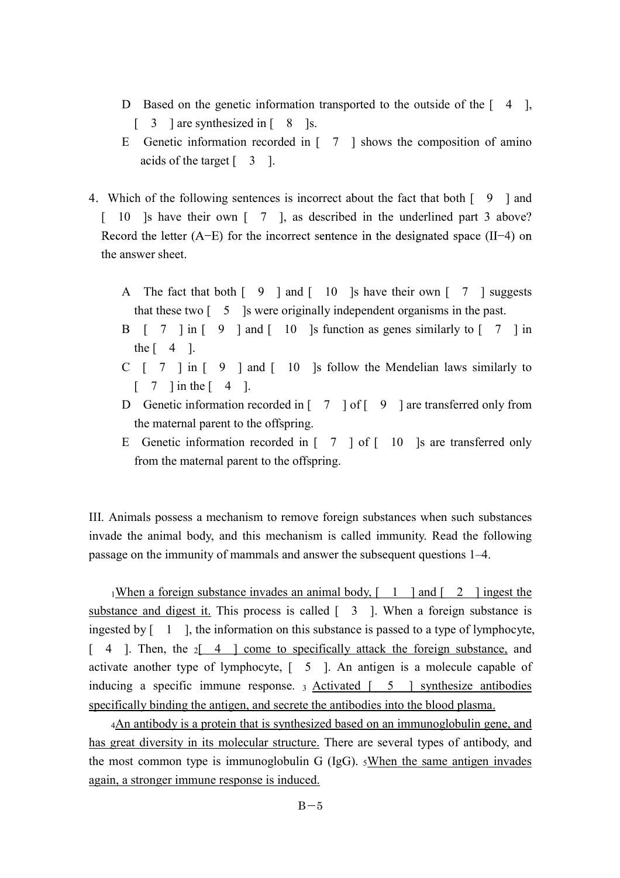D　Based on the genetic information transported to the outside of the [　4　], [　3　] are synthesized in [　8　]s.

E　Genetic information recorded in [　7　] shows the composition of amino acids of the target [　3　].

4．Which of the following sentences is incorrect about the fact that both [　9　] and [　10　]s have their own [　7　], as described in the underlined part 3 above? Record the letter (A−E) for the incorrect sentence in the designated space (II−4) on the answer sheet.

A　The fact that both [　9　] and [　10　]s have their own [　7　] suggests that these two [　5　]s were originally independent organisms in the past.

B　[　7　] in [　9　] and [　10　]s function as genes similarly to [　7　] in the [　4　].

C　[　7　] in [　9　] and [　10　]s follow the Mendelian laws similarly to [　7　] in the [　4　].

D　Genetic information recorded in [　7　] of [　9　] are transferred only from the maternal parent to the offspring.

E　Genetic information recorded in [　7　] of [　10　]s are transferred only from the maternal parent to the offspring.

III. Animals possess a mechanism to remove foreign substances when such substances invade the animal body, and this mechanism is called immunity. Read the following passage on the immunity of mammals and answer the subsequent questions 1–4.

1 <u>When a foreign substance invades an animal body, [　1　] and [　2　] ingest the substance and digest it.</u> This process is called [　3　]. When a foreign substance is ingested by [　1　], the information on this substance is passed to a type of lymphocyte, [　4　]. Then, the 2 <u>[　4　] come to specifically attack the foreign substance,</u> and activate another type of lymphocyte, [　5　]. An antigen is a molecule capable of inducing a specific immune response. 3 <u>Activated [　5　] synthesize antibodies specifically binding the antigen, and secrete the antibodies into the blood plasma.</u>

4 <u>An antibody is a protein that is synthesized based on an immunoglobulin gene, and has great diversity in its molecular structure.</u> There are several types of antibody, and the most common type is immunoglobulin G (IgG). 5 <u>When the same antigen invades again, a stronger immune response is induced.</u>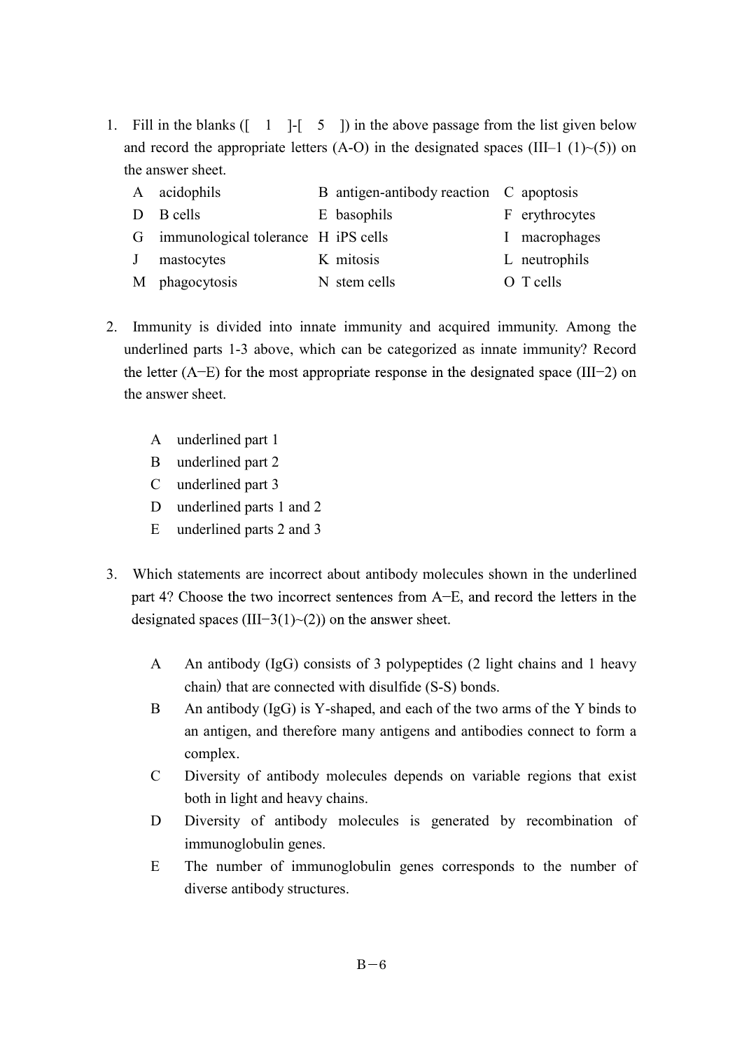1. Fill in the blanks ([ 1 ]-[ 5 ]) in the above passage from the list given below and record the appropriate letters (A-O) in the designated spaces (III–1 (1)~(5)) on the answer sheet.

| | | | | | |
|---|---|---|---|---|---|
| A | acidophils | B | antigen-antibody reaction | C | apoptosis |
| D | B cells | E | basophils | F | erythrocytes |
| G | immunological tolerance | H | iPS cells | I | macrophages |
| J | mastocytes | K | mitosis | L | neutrophils |
| M | phagocytosis | N | stem cells | O | T cells |

2. Immunity is divided into innate immunity and acquired immunity. Among the underlined parts 1-3 above, which can be categorized as innate immunity? Record the letter (A−E) for the most appropriate response in the designated space (III−2) on the answer sheet.

   A underlined part 1
   B underlined part 2
   C underlined part 3
   D underlined parts 1 and 2
   E underlined parts 2 and 3

3. Which statements are incorrect about antibody molecules shown in the underlined part 4? Choose the two incorrect sentences from A−E, and record the letters in the designated spaces (III−3(1)~(2)) on the answer sheet.

   A An antibody (IgG) consists of 3 polypeptides (2 light chains and 1 heavy chain) that are connected with disulfide (S-S) bonds.
   B An antibody (IgG) is Y-shaped, and each of the two arms of the Y binds to an antigen, and therefore many antigens and antibodies connect to form a complex.
   C Diversity of antibody molecules depends on variable regions that exist both in light and heavy chains.
   D Diversity of antibody molecules is generated by recombination of immunoglobulin genes.
   E The number of immunoglobulin genes corresponds to the number of diverse antibody structures.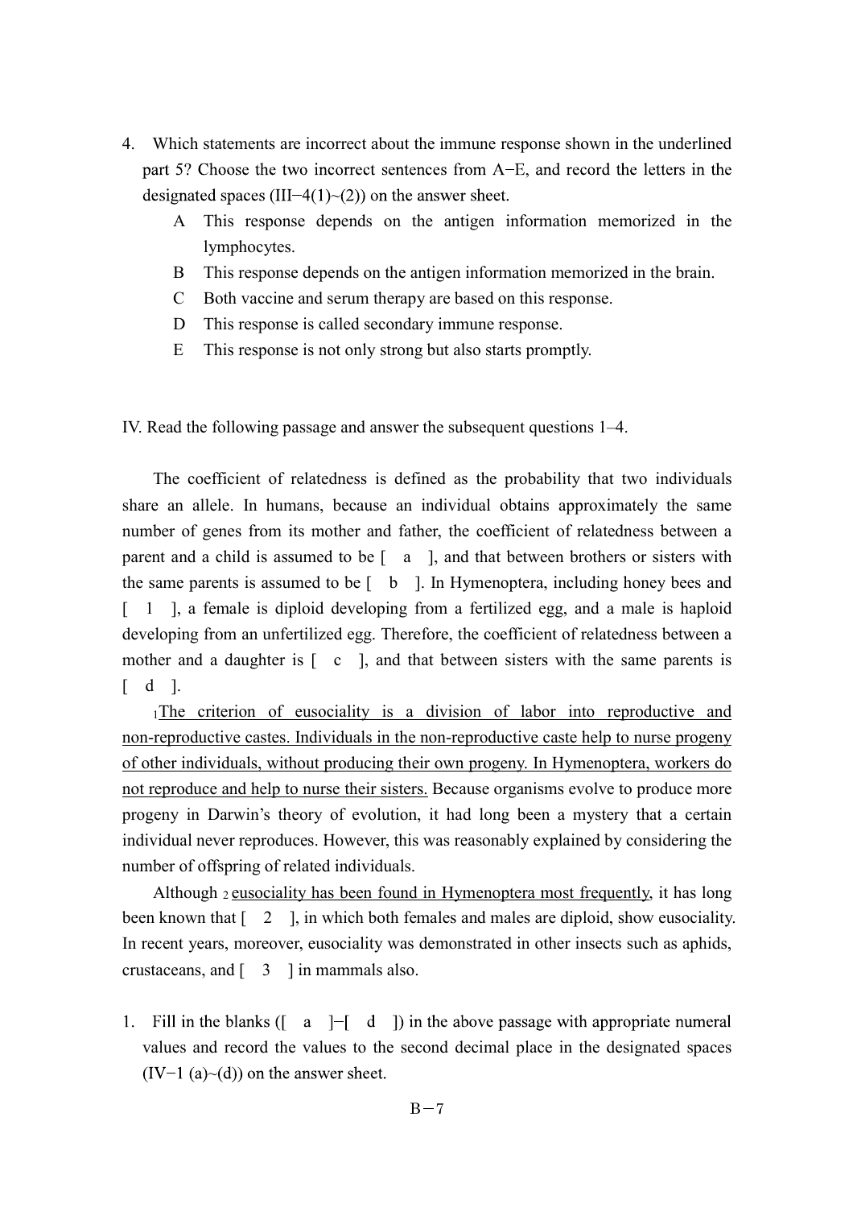4. Which statements are incorrect about the immune response shown in the underlined part 5? Choose the two incorrect sentences from A−E, and record the letters in the designated spaces (III−4(1)~(2)) on the answer sheet.
   - A This response depends on the antigen information memorized in the lymphocytes.
   - B This response depends on the antigen information memorized in the brain.
   - C Both vaccine and serum therapy are based on this response.
   - D This response is called secondary immune response.
   - E This response is not only strong but also starts promptly.

IV. Read the following passage and answer the subsequent questions 1–4.

The coefficient of relatedness is defined as the probability that two individuals share an allele. In humans, because an individual obtains approximately the same number of genes from its mother and father, the coefficient of relatedness between a parent and a child is assumed to be [ a ], and that between brothers or sisters with the same parents is assumed to be [ b ]. In Hymenoptera, including honey bees and [ 1 ], a female is diploid developing from a fertilized egg, and a male is haploid developing from an unfertilized egg. Therefore, the coefficient of relatedness between a mother and a daughter is [ c ], and that between sisters with the same parents is [ d ].

1 <u>The criterion of eusociality is a division of labor into reproductive and non-reproductive castes. Individuals in the non-reproductive caste help to nurse progeny of other individuals, without producing their own progeny. In Hymenoptera, workers do not reproduce and help to nurse their sisters.</u> Because organisms evolve to produce more progeny in Darwin's theory of evolution, it had long been a mystery that a certain individual never reproduces. However, this was reasonably explained by considering the number of offspring of related individuals.

Although 2 <u>eusociality has been found in Hymenoptera most frequently</u>, it has long been known that [ 2 ], in which both females and males are diploid, show eusociality. In recent years, moreover, eusociality was demonstrated in other insects such as aphids, crustaceans, and [ 3 ] in mammals also.

1. Fill in the blanks ([ a ]−[ d ]) in the above passage with appropriate numeral values and record the values to the second decimal place in the designated spaces (IV−1 (a)~(d)) on the answer sheet.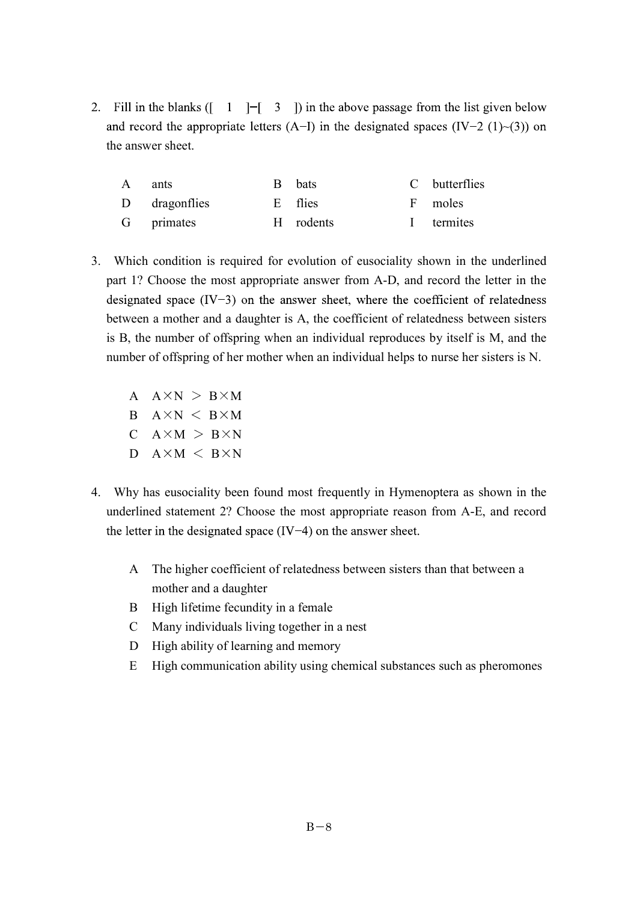2. Fill in the blanks ([ 1 ]–[ 3 ]) in the above passage from the list given below and record the appropriate letters (A–I) in the designated spaces (IV–2 (1)~(3)) on the answer sheet.

| | | | | | |
|---|---|---|---|---|---|
| A | ants | B | bats | C | butterflies |
| D | dragonflies | E | flies | F | moles |
| G | primates | H | rodents | I | termites |

3. Which condition is required for evolution of eusociality shown in the underlined part 1? Choose the most appropriate answer from A-D, and record the letter in the designated space (IV–3) on the answer sheet, where the coefficient of relatedness between a mother and a daughter is A, the coefficient of relatedness between sisters is B, the number of offspring when an individual reproduces by itself is M, and the number of offspring of her mother when an individual helps to nurse her sisters is N.

   A $A \times N > B \times M$
   B $A \times N < B \times M$
   C $A \times M > B \times N$
   D $A \times M < B \times N$

4. Why has eusociality been found most frequently in Hymenoptera as shown in the underlined statement 2? Choose the most appropriate reason from A-E, and record the letter in the designated space (IV–4) on the answer sheet.

   A The higher coefficient of relatedness between sisters than that between a mother and a daughter
   B High lifetime fecundity in a female
   C Many individuals living together in a nest
   D High ability of learning and memory
   E High communication ability using chemical substances such as pheromones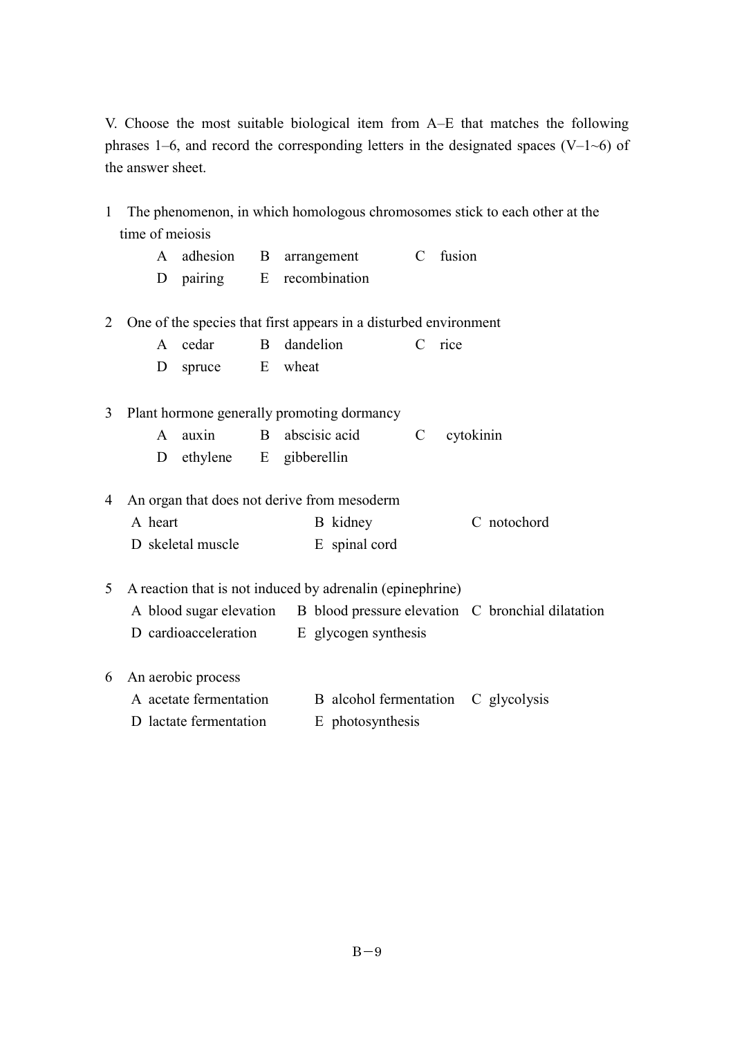V. Choose the most suitable biological item from A–E that matches the following phrases 1–6, and record the corresponding letters in the designated spaces (V–1~6) of the answer sheet.

1 The phenomenon, in which homologous chromosomes stick to each other at the time of meiosis

A adhesion B arrangement C fusion
D pairing E recombination

2 One of the species that first appears in a disturbed environment

A cedar B dandelion C rice
D spruce E wheat

3 Plant hormone generally promoting dormancy

A auxin B abscisic acid C cytokinin
D ethylene E gibberellin

4 An organ that does not derive from mesoderm

A heart B kidney C notochord
D skeletal muscle E spinal cord

5 A reaction that is not induced by adrenalin (epinephrine)

A blood sugar elevation B blood pressure elevation C bronchial dilatation
D cardioacceleration E glycogen synthesis

6 An aerobic process

A acetate fermentation B alcohol fermentation C glycolysis
D lactate fermentation E photosynthesis